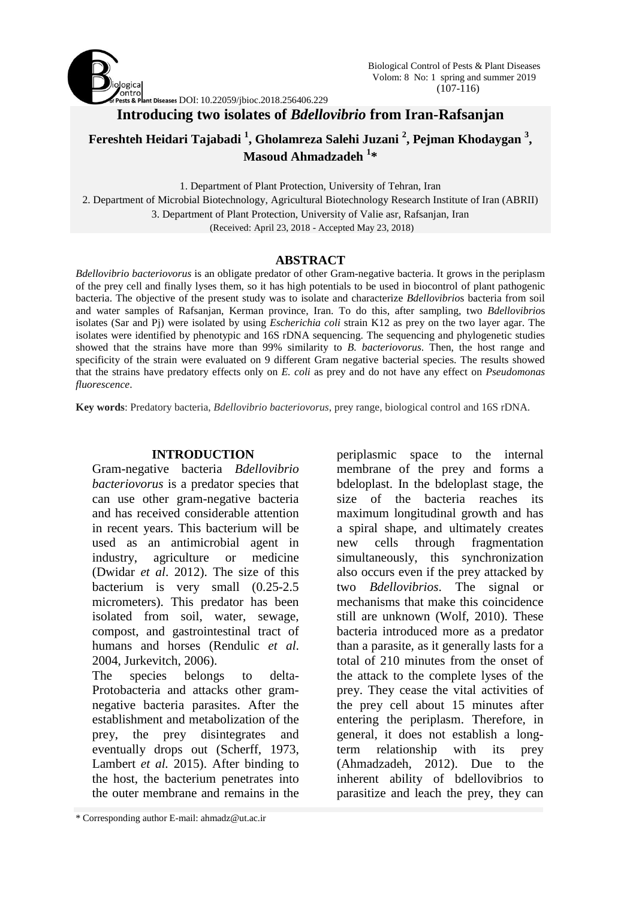DOI: 10.22059/jbioc.2018.256406.229

# Introducing two isolates of *Bdellovibrio* from Iran-Rafsanjan

**Fereshteh Heidari Tajabadi [1], Gholamreza Salehi Juzani [2], Pejman Khodaygan [3], Masoud Ahmadzadeh [1]\***

1. Department of Plant Protection, University of Tehran, Iran
2. Department of Microbial Biotechnology, Agricultural Biotechnology Research Institute of Iran (ABRII)
3. Department of Plant Protection, University of Valie asr, Rafsanjan, Iran

(Received: April 23, 2018 - Accepted May 23, 2018)

## ABSTRACT

*Bdellovibrio bacteriovorus* is an obligate predator of other Gram-negative bacteria. It grows in the periplasm of the prey cell and finally lyses them, so it has high potentials to be used in biocontrol of plant pathogenic bacteria. The objective of the present study was to isolate and characterize *Bdellovibrio*s bacteria from soil and water samples of Rafsanjan, Kerman province, Iran. To do this, after sampling, two *Bdellovibrio*s isolates (Sar and Pj) were isolated by using *Escherichia coli* strain K12 as prey on the two layer agar. The isolates were identified by phenotypic and 16S rDNA sequencing. The sequencing and phylogenetic studies showed that the strains have more than 99% similarity to *B. bacteriovorus*. Then, the host range and specificity of the strain were evaluated on 9 different Gram negative bacterial species. The results showed that the strains have predatory effects only on *E. coli* as prey and do not have any effect on *Pseudomonas fluorescence*.

**Key words**: Predatory bacteria, *Bdellovibrio bacteriovorus*, prey range, biological control and 16S rDNA.

## INTRODUCTION

Gram-negative bacteria *Bdellovibrio bacteriovorus* is a predator species that can use other gram-negative bacteria and has received considerable attention in recent years. This bacterium will be used as an antimicrobial agent in industry, agriculture or medicine (Dwidar *et al*. 2012). The size of this bacterium is very small (0.25-2.5 micrometers). This predator has been isolated from soil, water, sewage, compost, and gastrointestinal tract of humans and horses (Rendulic *et al.* 2004, Jurkevitch, 2006).

The species belongs to delta-Protobacteria and attacks other gram-negative bacteria parasites. After the establishment and metabolization of the prey, the prey disintegrates and eventually drops out (Scherff, 1973, Lambert *et al.* 2015). After binding to the host, the bacterium penetrates into the outer membrane and remains in the periplasmic space to the internal membrane of the prey and forms a bdeloplast. In the bdeloplast stage, the size of the bacteria reaches its maximum longitudinal growth and has a spiral shape, and ultimately creates new cells through fragmentation simultaneously, this synchronization also occurs even if the prey attacked by two *Bdellovibrios*. The signal or mechanisms that make this coincidence still are unknown (Wolf, 2010). These bacteria introduced more as a predator than a parasite, as it generally lasts for a total of 210 minutes from the onset of the attack to the complete lyses of the prey. They cease the vital activities of the prey cell about 15 minutes after entering the periplasm. Therefore, in general, it does not establish a long-term relationship with its prey (Ahmadzadeh, 2012). Due to the inherent ability of bdellovibrios to parasitize and leach the prey, they can

\* Corresponding author E-mail: ahmadz@ut.ac.ir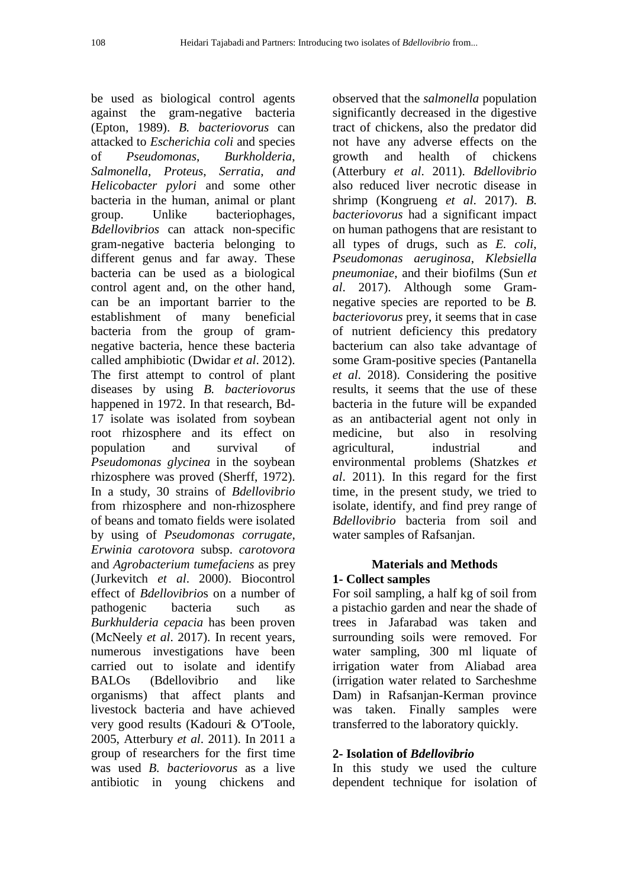be used as biological control agents against the gram-negative bacteria (Epton, 1989). *B. bacteriovorus* can attacked to *Escherichia coli* and species of *Pseudomonas*, *Burkholderia*, *Salmonella*, *Proteus*, *Serratia*, *and Helicobacter pylori* and some other bacteria in the human, animal or plant group. Unlike bacteriophages, *Bdellovibrios* can attack non-specific gram-negative bacteria belonging to different genus and far away. These bacteria can be used as a biological control agent and, on the other hand, can be an important barrier to the establishment of many beneficial bacteria from the group of gram-negative bacteria, hence these bacteria called amphibiotic (Dwidar *et al*. 2012). The first attempt to control of plant diseases by using *B. bacteriovorus* happened in 1972. In that research, Bd-17 isolate was isolated from soybean root rhizosphere and its effect on population and survival of *Pseudomonas glycinea* in the soybean rhizosphere was proved (Sherff, 1972). In a study, 30 strains of *Bdellovibrio* from rhizosphere and non-rhizosphere of beans and tomato fields were isolated by using of *Pseudomonas corrugate*, *Erwinia carotovora* subsp. *carotovora* and *Agrobacterium tumefaciens* as prey (Jurkevitch *et al*. 2000). Biocontrol effect of *Bdellovibrio*s on a number of pathogenic bacteria such as *Burkhulderia cepacia* has been proven (McNeely *et al*. 2017). In recent years, numerous investigations have been carried out to isolate and identify BALOs (Bdellovibrio and like organisms) that affect plants and livestock bacteria and have achieved very good results (Kadouri & O'Toole, 2005, Atterbury *et al*. 2011). In 2011 a group of researchers for the first time was used *B. bacteriovorus* as a live antibiotic in young chickens and observed that the *salmonella* population significantly decreased in the digestive tract of chickens, also the predator did not have any adverse effects on the growth and health of chickens (Atterbury *et al*. 2011). *Bdellovibrio* also reduced liver necrotic disease in shrimp (Kongrueng *et al*. 2017). *B. bacteriovorus* had a significant impact on human pathogens that are resistant to all types of drugs, such as *E. coli*, *Pseudomonas aeruginosa*, *Klebsiella pneumoniae*, and their biofilms (Sun *et al*. 2017). Although some Gram-negative species are reported to be *B. bacteriovorus* prey, it seems that in case of nutrient deficiency this predatory bacterium can also take advantage of some Gram-positive species (Pantanella *et al*. 2018). Considering the positive results, it seems that the use of these bacteria in the future will be expanded as an antibacterial agent not only in medicine, but also in resolving agricultural, industrial and environmental problems (Shatzkes *et al*. 2011). In this regard for the first time, in the present study, we tried to isolate, identify, and find prey range of *Bdellovibrio* bacteria from soil and water samples of Rafsanjan.

## Materials and Methods

### 1- Collect samples

For soil sampling, a half kg of soil from a pistachio garden and near the shade of trees in Jafarabad was taken and surrounding soils were removed. For water sampling, 300 ml liquate of irrigation water from Aliabad area (irrigation water related to Sarcheshme Dam) in Rafsanjan-Kerman province was taken. Finally samples were transferred to the laboratory quickly.

### 2- Isolation of *Bdellovibrio*

In this study we used the culture dependent technique for isolation of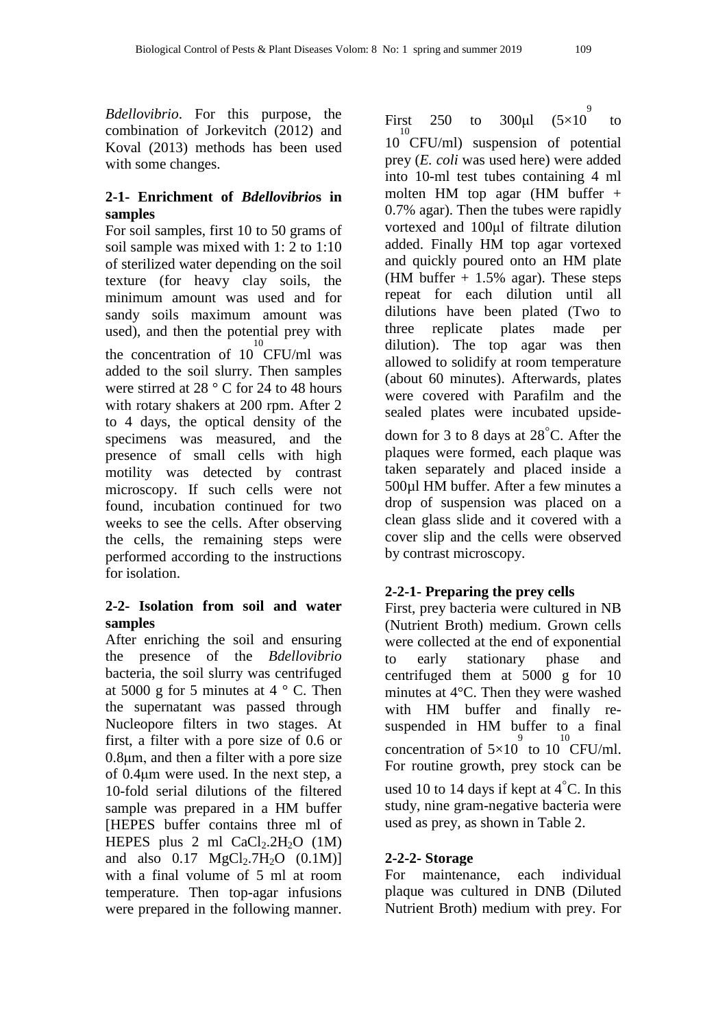*Bdellovibrio*. For this purpose, the combination of Jorkevitch (2012) and Koval (2013) methods has been used with some changes.

### 2-1- Enrichment of *Bdellovibrio*s in samples

For soil samples, first 10 to 50 grams of soil sample was mixed with 1: 2 to 1:10 of sterilized water depending on the soil texture (for heavy clay soils, the minimum amount was used and for sandy soils maximum amount was used), and then the potential prey with the concentration of $10^{10}$ CFU/ml was added to the soil slurry. Then samples were stirred at 28 ° C for 24 to 48 hours with rotary shakers at 200 rpm. After 2 to 4 days, the optical density of the specimens was measured, and the presence of small cells with high motility was detected by contrast microscopy. If such cells were not found, incubation continued for two weeks to see the cells. After observing the cells, the remaining steps were performed according to the instructions for isolation.

### 2-2- Isolation from soil and water samples

After enriching the soil and ensuring the presence of the *Bdellovibrio* bacteria, the soil slurry was centrifuged at 5000 g for 5 minutes at 4 ° C. Then the supernatant was passed through Nucleopore filters in two stages. At first, a filter with a pore size of 0.6 or 0.8μm, and then a filter with a pore size of 0.4μm were used. In the next step, a 10-fold serial dilutions of the filtered sample was prepared in a HM buffer [HEPES buffer contains three ml of HEPES plus 2 ml $CaCl_2.2H_2O$ (1M) and also 0.17 $MgCl_2.7H_2O$ (0.1M)] with a final volume of 5 ml at room temperature. Then top-agar infusions were prepared in the following manner. First 250 to 300μl ($5\times10^{9}$ to $10^{10}$ CFU/ml) suspension of potential prey (*E. coli* was used here) were added into 10-ml test tubes containing 4 ml molten HM top agar (HM buffer + 0.7% agar). Then the tubes were rapidly vortexed and 100μl of filtrate dilution added. Finally HM top agar vortexed and quickly poured onto an HM plate (HM buffer + 1.5% agar). These steps repeat for each dilution until all dilutions have been plated (Two to three replicate plates made per dilution). The top agar was then allowed to solidify at room temperature (about 60 minutes). Afterwards, plates were covered with Parafilm and the sealed plates were incubated upside-down for 3 to 8 days at 28°C. After the plaques were formed, each plaque was taken separately and placed inside a 500μl HM buffer. After a few minutes a drop of suspension was placed on a clean glass slide and it covered with a cover slip and the cells were observed by contrast microscopy.

#### 2-2-1- Preparing the prey cells

First, prey bacteria were cultured in NB (Nutrient Broth) medium. Grown cells were collected at the end of exponential to early stationary phase and centrifuged them at 5000 g for 10 minutes at 4°C. Then they were washed with HM buffer and finally re-suspended in HM buffer to a final concentration of $5\times10^{9}$ to $10^{10}$ CFU/ml. For routine growth, prey stock can be used 10 to 14 days if kept at 4°C. In this study, nine gram-negative bacteria were used as prey, as shown in Table 2.

#### 2-2-2- Storage

For maintenance, each individual plaque was cultured in DNB (Diluted Nutrient Broth) medium with prey. For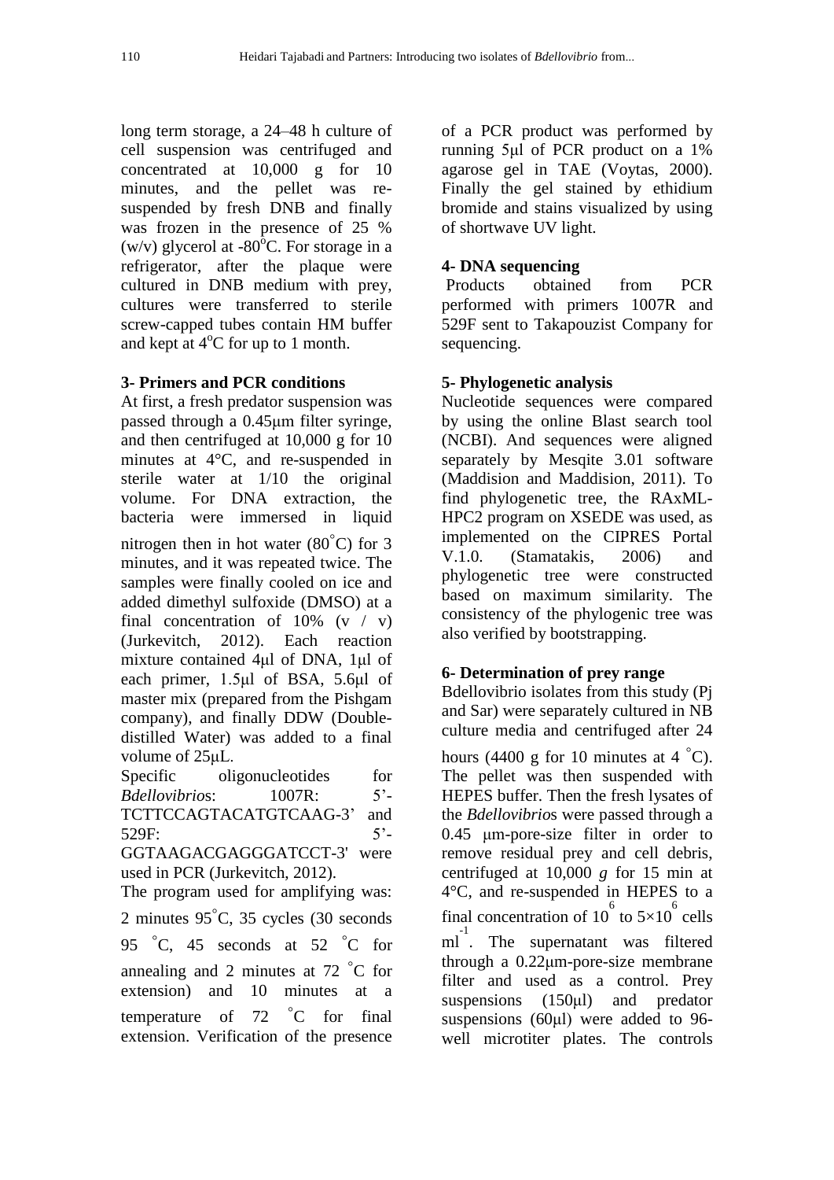long term storage, a 24–48 h culture of cell suspension was centrifuged and concentrated at 10,000 g for 10 minutes, and the pellet was re-suspended by fresh DNB and finally was frozen in the presence of 25 % (w/v) glycerol at -80°C. For storage in a refrigerator, after the plaque were cultured in DNB medium with prey, cultures were transferred to sterile screw-capped tubes contain HM buffer and kept at 4°C for up to 1 month.

**3- Primers and PCR conditions**

At first, a fresh predator suspension was passed through a 0.45μm filter syringe, and then centrifuged at 10,000 g for 10 minutes at 4°C, and re-suspended in sterile water at 1/10 the original volume. For DNA extraction, the bacteria were immersed in liquid nitrogen then in hot water (80°C) for 3 minutes, and it was repeated twice. The samples were finally cooled on ice and added dimethyl sulfoxide (DMSO) at a final concentration of 10% (v / v) (Jurkevitch, 2012). Each reaction mixture contained 4μl of DNA, 1μl of each primer, 1.5μl of BSA, 5.6μl of master mix (prepared from the Pishgam company), and finally DDW (Double-distilled Water) was added to a final volume of 25μL.

Specific oligonucleotides for *Bdellovibrio*s: 1007R: 5’-TCTTCCAGTACATGTCAAG-3’ and 529F: 5’-GGTAAGACGAGGGATCCT-3' were used in PCR (Jurkevitch, 2012).

The program used for amplifying was: 2 minutes 95°C, 35 cycles (30 seconds 95 °C, 45 seconds at 52 °C for annealing and 2 minutes at 72 °C for extension) and 10 minutes at a temperature of 72 °C for final extension. Verification of the presence of a PCR product was performed by running 5μl of PCR product on a 1% agarose gel in TAE (Voytas, 2000). Finally the gel stained by ethidium bromide and stains visualized by using of shortwave UV light.

**4- DNA sequencing**

Products obtained from PCR performed with primers 1007R and 529F sent to Takapouzist Company for sequencing.

**5- Phylogenetic analysis**

Nucleotide sequences were compared by using the online Blast search tool (NCBI). And sequences were aligned separately by Mesqite 3.01 software (Maddision and Maddision, 2011). To find phylogenetic tree, the RAxML-HPC2 program on XSEDE was used, as implemented on the CIPRES Portal V.1.0. (Stamatakis, 2006) and phylogenetic tree were constructed based on maximum similarity. The consistency of the phylogenic tree was also verified by bootstrapping.

**6- Determination of prey range**

Bdellovibrio isolates from this study (Pj and Sar) were separately cultured in NB culture media and centrifuged after 24 hours (4400 g for 10 minutes at 4 °C). The pellet was then suspended with HEPES buffer. Then the fresh lysates of the *Bdellovibrio*s were passed through a 0.45 μm-pore-size filter in order to remove residual prey and cell debris, centrifuged at 10,000 *g* for 15 min at 4°C, and re-suspended in HEPES to a final concentration of $10^6$ to $5\times10^6$ cells $ml^{-1}$. The supernatant was filtered through a 0.22μm-pore-size membrane filter and used as a control. Prey suspensions (150μl) and predator suspensions (60μl) were added to 96-well microtiter plates. The controls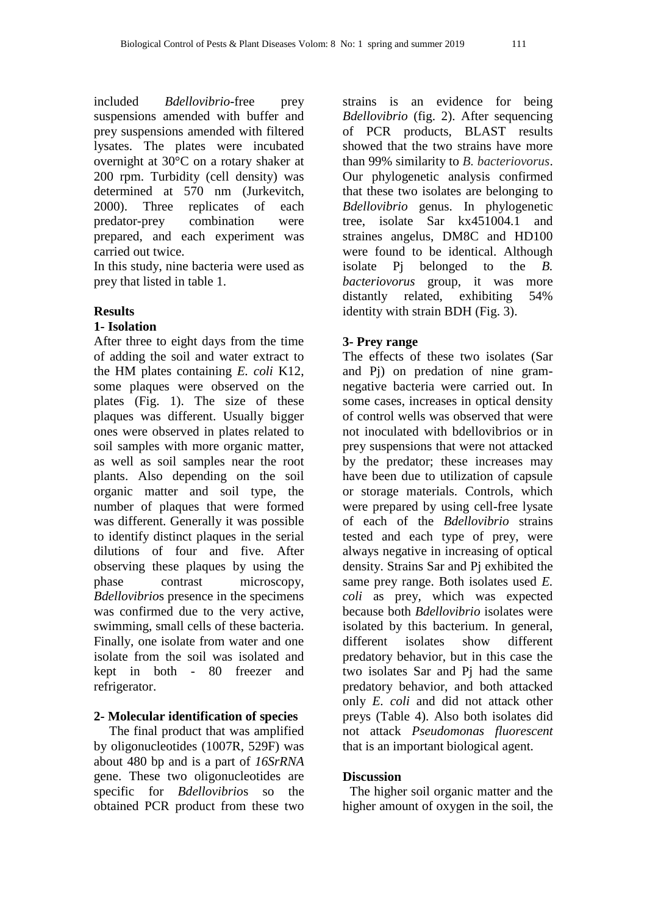included *Bdellovibrio*-free prey suspensions amended with buffer and prey suspensions amended with filtered lysates. The plates were incubated overnight at 30°C on a rotary shaker at 200 rpm. Turbidity (cell density) was determined at 570 nm (Jurkevitch, 2000). Three replicates of each predator-prey combination were prepared, and each experiment was carried out twice.

In this study, nine bacteria were used as prey that listed in table 1.

## Results

### 1- Isolation

After three to eight days from the time of adding the soil and water extract to the HM plates containing *E. coli* K12, some plaques were observed on the plates (Fig. 1). The size of these plaques was different. Usually bigger ones were observed in plates related to soil samples with more organic matter, as well as soil samples near the root plants. Also depending on the soil organic matter and soil type, the number of plaques that were formed was different. Generally it was possible to identify distinct plaques in the serial dilutions of four and five. After observing these plaques by using the phase contrast microscopy, *Bdellovibrio*s presence in the specimens was confirmed due to the very active, swimming, small cells of these bacteria. Finally, one isolate from water and one isolate from the soil was isolated and kept in both - 80 freezer and refrigerator.

### 2- Molecular identification of species

The final product that was amplified by oligonucleotides (1007R, 529F) was about 480 bp and is a part of *16SrRNA* gene. These two oligonucleotides are specific for *Bdellovibrio*s so the obtained PCR product from these two strains is an evidence for being *Bdellovibrio* (fig. 2). After sequencing of PCR products, BLAST results showed that the two strains have more than 99% similarity to *B. bacteriovorus*. Our phylogenetic analysis confirmed that these two isolates are belonging to *Bdellovibrio* genus. In phylogenetic tree, isolate Sar kx451004.1 and straines angelus, DM8C and HD100 were found to be identical. Although isolate Pj belonged to the *B. bacteriovorus* group, it was more distantly related, exhibiting 54% identity with strain BDH (Fig. 3).

### 3- Prey range

The effects of these two isolates (Sar and Pj) on predation of nine gram-negative bacteria were carried out. In some cases, increases in optical density of control wells was observed that were not inoculated with bdellovibrios or in prey suspensions that were not attacked by the predator; these increases may have been due to utilization of capsule or storage materials. Controls, which were prepared by using cell-free lysate of each of the *Bdellovibrio* strains tested and each type of prey, were always negative in increasing of optical density. Strains Sar and Pj exhibited the same prey range. Both isolates used *E. coli* as prey, which was expected because both *Bdellovibrio* isolates were isolated by this bacterium. In general, different isolates show different predatory behavior, but in this case the two isolates Sar and Pj had the same predatory behavior, and both attacked only *E. coli* and did not attack other preys (Table 4). Also both isolates did not attack *Pseudomonas fluorescent* that is an important biological agent.

## Discussion

The higher soil organic matter and the higher amount of oxygen in the soil, the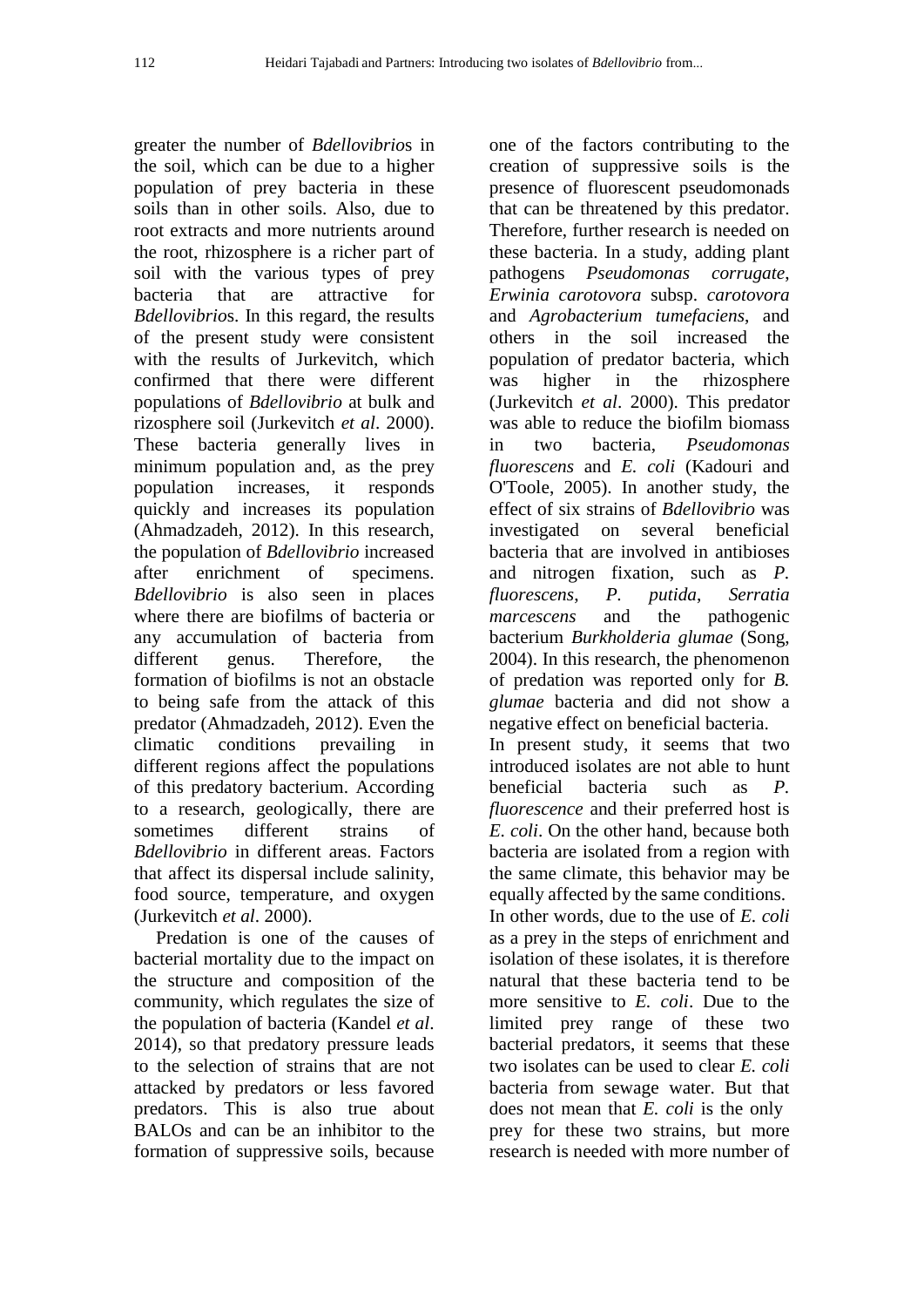greater the number of *Bdellovibrio*s in the soil, which can be due to a higher population of prey bacteria in these soils than in other soils. Also, due to root extracts and more nutrients around the root, rhizosphere is a richer part of soil with the various types of prey bacteria that are attractive for *Bdellovibrio*s. In this regard, the results of the present study were consistent with the results of Jurkevitch, which confirmed that there were different populations of *Bdellovibrio* at bulk and rizosphere soil (Jurkevitch *et al*. 2000). These bacteria generally lives in minimum population and, as the prey population increases, it responds quickly and increases its population (Ahmadzadeh, 2012). In this research, the population of *Bdellovibrio* increased after enrichment of specimens. *Bdellovibrio* is also seen in places where there are biofilms of bacteria or any accumulation of bacteria from different genus. Therefore, the formation of biofilms is not an obstacle to being safe from the attack of this predator (Ahmadzadeh, 2012). Even the climatic conditions prevailing in different regions affect the populations of this predatory bacterium. According to a research, geologically, there are sometimes different strains of *Bdellovibrio* in different areas. Factors that affect its dispersal include salinity, food source, temperature, and oxygen (Jurkevitch *et al*. 2000).

Predation is one of the causes of bacterial mortality due to the impact on the structure and composition of the community, which regulates the size of the population of bacteria (Kandel *et al*. 2014), so that predatory pressure leads to the selection of strains that are not attacked by predators or less favored predators. This is also true about BALOs and can be an inhibitor to the formation of suppressive soils, because one of the factors contributing to the creation of suppressive soils is the presence of fluorescent pseudomonads that can be threatened by this predator. Therefore, further research is needed on these bacteria. In a study, adding plant pathogens *Pseudomonas corrugate*, *Erwinia carotovora* subsp. *carotovora* and *Agrobacterium tumefaciens*, and others in the soil increased the population of predator bacteria, which was higher in the rhizosphere (Jurkevitch *et al*. 2000). This predator was able to reduce the biofilm biomass in two bacteria, *Pseudomonas fluorescens* and *E. coli* (Kadouri and O'Toole, 2005). In another study, the effect of six strains of *Bdellovibrio* was investigated on several beneficial bacteria that are involved in antibioses and nitrogen fixation, such as *P. fluorescens*, *P. putida*, *Serratia marcescens* and the pathogenic bacterium *Burkholderia glumae* (Song, 2004). In this research, the phenomenon of predation was reported only for *B. glumae* bacteria and did not show a negative effect on beneficial bacteria.

In present study, it seems that two introduced isolates are not able to hunt beneficial bacteria such as *P. fluorescence* and their preferred host is *E. coli*. On the other hand, because both bacteria are isolated from a region with the same climate, this behavior may be equally affected by the same conditions.

In other words, due to the use of *E. coli* as a prey in the steps of enrichment and isolation of these isolates, it is therefore natural that these bacteria tend to be more sensitive to *E. coli*. Due to the limited prey range of these two bacterial predators, it seems that these two isolates can be used to clear *E. coli* bacteria from sewage water. But that does not mean that *E. coli* is the only prey for these two strains, but more research is needed with more number of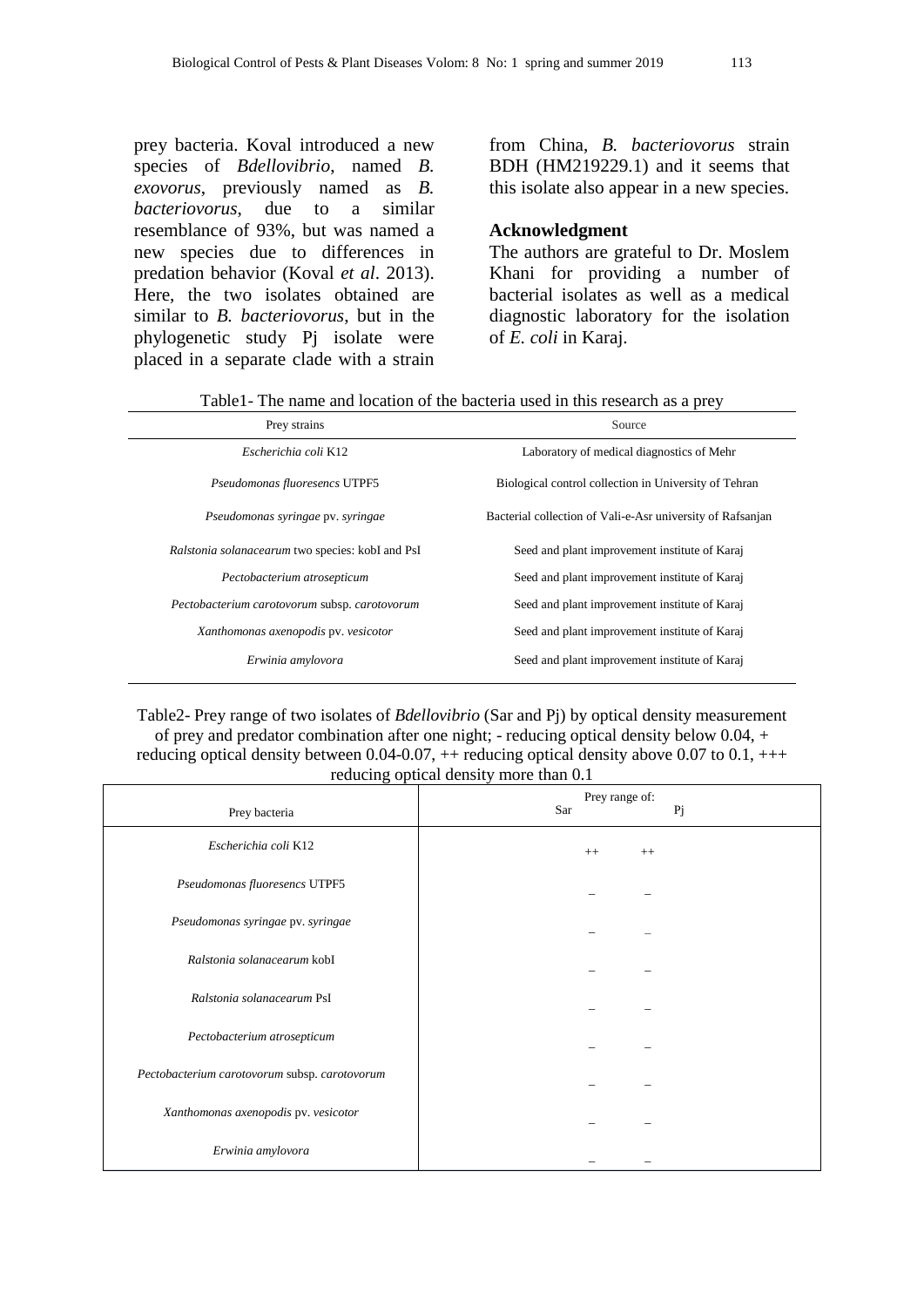prey bacteria. Koval introduced a new species of *Bdellovibrio*, named *B. exovorus*, previously named as *B. bacteriovorus*, due to a similar resemblance of 93%, but was named a new species due to differences in predation behavior (Koval *et al*. 2013). Here, the two isolates obtained are similar to *B. bacteriovorus*, but in the phylogenetic study Pj isolate were placed in a separate clade with a strain from China, *B. bacteriovorus* strain BDH (HM219229.1) and it seems that this isolate also appear in a new species.

## Acknowledgment

The authors are grateful to Dr. Moslem Khani for providing a number of bacterial isolates as well as a medical diagnostic laboratory for the isolation of *E. coli* in Karaj.

Table1- The name and location of the bacteria used in this research as a prey

| Prey strains | Source |
|---|---|
| *Escherichia coli* K12 | Laboratory of medical diagnostics of Mehr |
| *Pseudomonas fluoresencs* UTPF5 | Biological control collection in University of Tehran |
| *Pseudomonas syringae* pv. *syringae* | Bacterial collection of Vali-e-Asr university of Rafsanjan |
| *Ralstonia solanacearum* two species: kobI and PsI | Seed and plant improvement institute of Karaj |
| *Pectobacterium atrosepticum* | Seed and plant improvement institute of Karaj |
| *Pectobacterium carotovorum* subsp. *carotovorum* | Seed and plant improvement institute of Karaj |
| *Xanthomonas axenopodis* pv. *vesicotor* | Seed and plant improvement institute of Karaj |
| *Erwinia amylovora* | Seed and plant improvement institute of Karaj |

Table2- Prey range of two isolates of *Bdellovibrio* (Sar and Pj) by optical density measurement of prey and predator combination after one night; - reducing optical density below 0.04, + reducing optical density between 0.04-0.07, ++ reducing optical density above 0.07 to 0.1, +++ reducing optical density more than 0.1

| Prey bacteria | Prey range of: Sar | Pj |
|---|---|---|
| *Escherichia coli* K12 | ++ | ++ |
| *Pseudomonas fluoresencs* UTPF5 | – | – |
| *Pseudomonas syringae* pv. *syringae* | – | – |
| *Ralstonia solanacearum* kobI | – | – |
| *Ralstonia solanacearum* PsI | – | – |
| *Pectobacterium atrosepticum* | – | – |
| *Pectobacterium carotovorum* subsp. *carotovorum* | – | – |
| *Xanthomonas axenopodis* pv. *vesicotor* | – | – |
| *Erwinia amylovora* | – | – |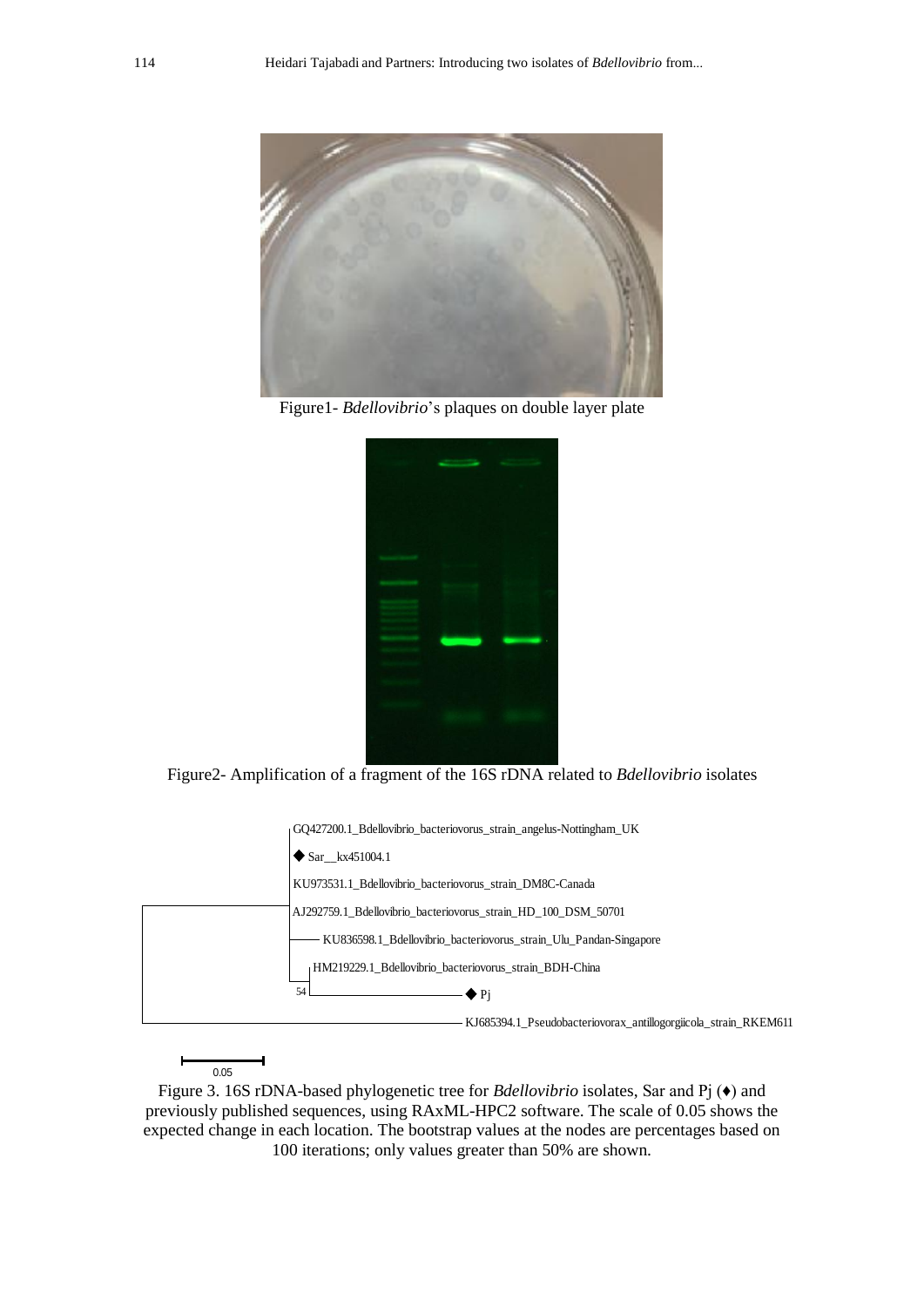Figure1- *Bdellovibrio*'s plaques on double layer plate

Figure2- Amplification of a fragment of the 16S rDNA related to *Bdellovibrio* isolates

Figure 3. 16S rDNA-based phylogenetic tree for *Bdellovibrio* isolates, Sar and Pj (♦) and previously published sequences, using RAxML-HPC2 software. The scale of 0.05 shows the expected change in each location. The bootstrap values at the nodes are percentages based on 100 iterations; only values greater than 50% are shown.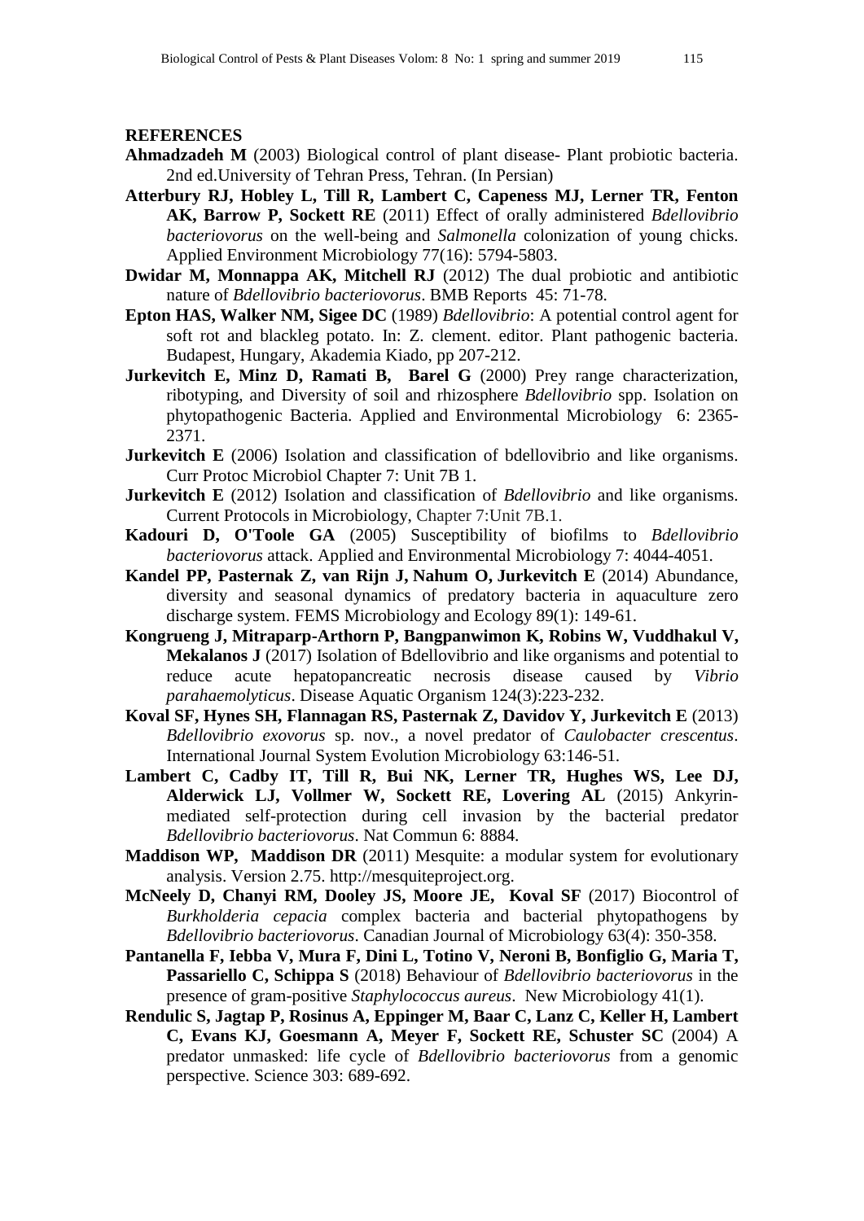## REFERENCES

**Ahmadzadeh M** (2003) Biological control of plant disease- Plant probiotic bacteria. 2nd ed.University of Tehran Press, Tehran. (In Persian)

**Atterbury RJ, Hobley L, Till R, Lambert C, Capeness MJ, Lerner TR, Fenton AK, Barrow P, Sockett RE** (2011) Effect of orally administered *Bdellovibrio bacteriovorus* on the well-being and *Salmonella* colonization of young chicks. Applied Environment Microbiology 77(16): 5794-5803.

**Dwidar M, Monnappa AK, Mitchell RJ** (2012) The dual probiotic and antibiotic nature of *Bdellovibrio bacteriovorus*. BMB Reports 45: 71-78.

**Epton HAS, Walker NM, Sigee DC** (1989) *Bdellovibrio*: A potential control agent for soft rot and blackleg potato. In: Z. clement. editor. Plant pathogenic bacteria. Budapest, Hungary, Akademia Kiado, pp 207-212.

**Jurkevitch E, Minz D, Ramati B, Barel G** (2000) Prey range characterization, ribotyping, and Diversity of soil and rhizosphere *Bdellovibrio* spp. Isolation on phytopathogenic Bacteria. Applied and Environmental Microbiology 6: 2365-2371.

**Jurkevitch E** (2006) Isolation and classification of bdellovibrio and like organisms. Curr Protoc Microbiol Chapter 7: Unit 7B 1.

**Jurkevitch E** (2012) Isolation and classification of *Bdellovibrio* and like organisms. Current Protocols in Microbiology, Chapter 7:Unit 7B.1.

**Kadouri D, O'Toole GA** (2005) Susceptibility of biofilms to *Bdellovibrio bacteriovorus* attack. Applied and Environmental Microbiology 7: 4044-4051.

**Kandel PP, Pasternak Z, van Rijn J, Nahum O, Jurkevitch E** (2014) Abundance, diversity and seasonal dynamics of predatory bacteria in aquaculture zero discharge system. FEMS Microbiology and Ecology 89(1): 149-61.

**Kongrueng J, Mitraparp-Arthorn P, Bangpanwimon K, Robins W, Vuddhakul V, Mekalanos J** (2017) Isolation of Bdellovibrio and like organisms and potential to reduce acute hepatopancreatic necrosis disease caused by *Vibrio parahaemolyticus*. Disease Aquatic Organism 124(3):223-232.

**Koval SF, Hynes SH, Flannagan RS, Pasternak Z, Davidov Y, Jurkevitch E** (2013) *Bdellovibrio exovorus* sp. nov., a novel predator of *Caulobacter crescentus*. International Journal System Evolution Microbiology 63:146-51.

**Lambert C, Cadby IT, Till R, Bui NK, Lerner TR, Hughes WS, Lee DJ, Alderwick LJ, Vollmer W, Sockett RE, Lovering AL** (2015) Ankyrin-mediated self-protection during cell invasion by the bacterial predator *Bdellovibrio bacteriovorus*. Nat Commun 6: 8884.

**Maddison WP, Maddison DR** (2011) Mesquite: a modular system for evolutionary analysis. Version 2.75. http://mesquiteproject.org.

**McNeely D, Chanyi RM, Dooley JS, Moore JE, Koval SF** (2017) Biocontrol of *Burkholderia cepacia* complex bacteria and bacterial phytopathogens by *Bdellovibrio bacteriovorus*. Canadian Journal of Microbiology 63(4): 350-358.

**Pantanella F, Iebba V, Mura F, Dini L, Totino V, Neroni B, Bonfiglio G, Maria T, Passariello C, Schippa S** (2018) Behaviour of *Bdellovibrio bacteriovorus* in the presence of gram-positive *Staphylococcus aureus*. New Microbiology 41(1).

**Rendulic S, Jagtap P, Rosinus A, Eppinger M, Baar C, Lanz C, Keller H, Lambert C, Evans KJ, Goesmann A, Meyer F, Sockett RE, Schuster SC** (2004) A predator unmasked: life cycle of *Bdellovibrio bacteriovorus* from a genomic perspective. Science 303: 689-692.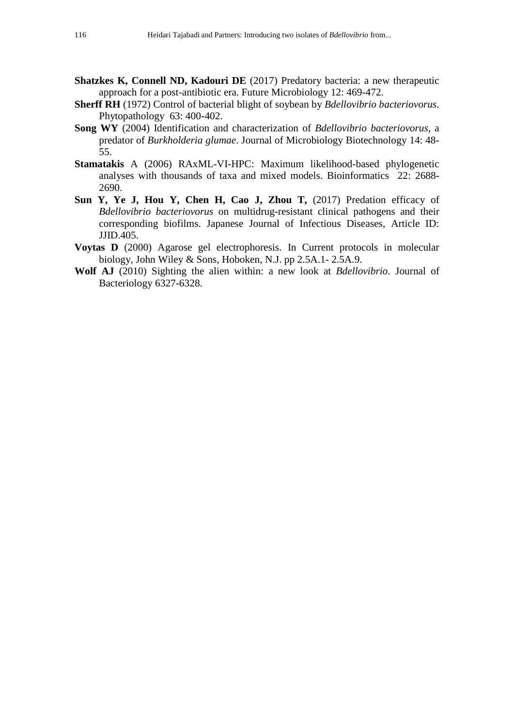**Shatzkes K, Connell ND, Kadouri DE** (2017) Predatory bacteria: a new therapeutic approach for a post-antibiotic era. Future Microbiology 12: 469-472.

**Sherff RH** (1972) Control of bacterial blight of soybean by *Bdellovibrio bacteriovorus*. Phytopathology 63: 400-402.

**Song WY** (2004) Identification and characterization of *Bdellovibrio bacteriovorus*, a predator of *Burkholderia glumae*. Journal of Microbiology Biotechnology 14: 48-55.

**Stamatakis** A (2006) RAxML-VI-HPC: Maximum likelihood-based phylogenetic analyses with thousands of taxa and mixed models. Bioinformatics 22: 2688-2690.

**Sun Y, Ye J, Hou Y, Chen H, Cao J, Zhou T,** (2017) Predation efficacy of *Bdellovibrio bacteriovorus* on multidrug-resistant clinical pathogens and their corresponding biofilms. Japanese Journal of Infectious Diseases, Article ID: JJID.405.

**Voytas D** (2000) Agarose gel electrophoresis. In Current protocols in molecular biology, John Wiley & Sons, Hoboken, N.J. pp 2.5A.1- 2.5A.9.

**Wolf AJ** (2010) Sighting the alien within: a new look at *Bdellovibrio*. Journal of Bacteriology 6327-6328.